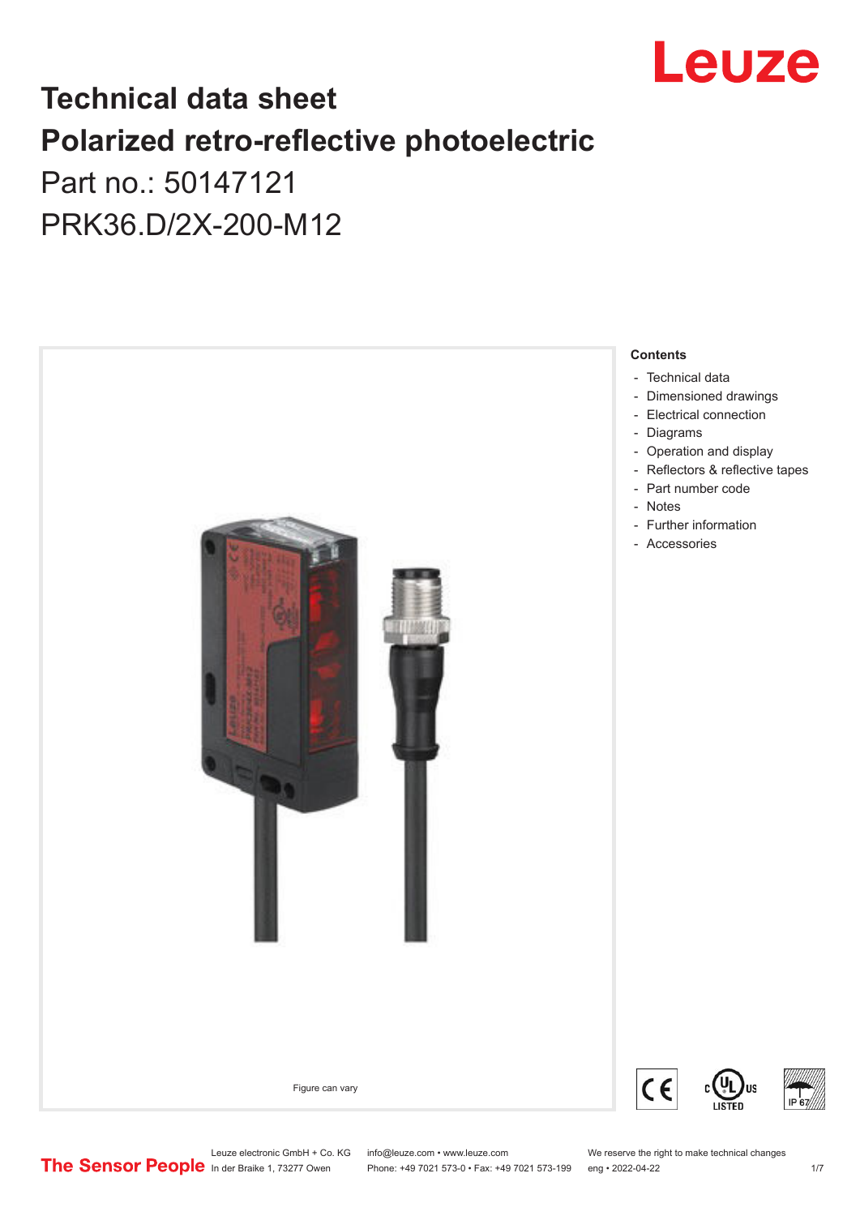# Technical data sheet

# Polarized retro-reflective photoelectric

## Part no.: 50147121

## PRK36.D/2X-200-M12

Figure can vary

**Contents**

- Technical data
- Dimensioned drawings
- Electrical connection
- Diagrams
- Operation and display
- Reflectors & reflective tapes
- Part number code
- Notes
- Further information
- Accessories

Leuze electronic GmbH + Co. KG
In der Braike 1, 73277 Owen

info@leuze.com • www.leuze.com
Phone: +49 7021 573-0 • Fax: +49 7021 573-199

We reserve the right to make technical changes
eng • 2022-04-22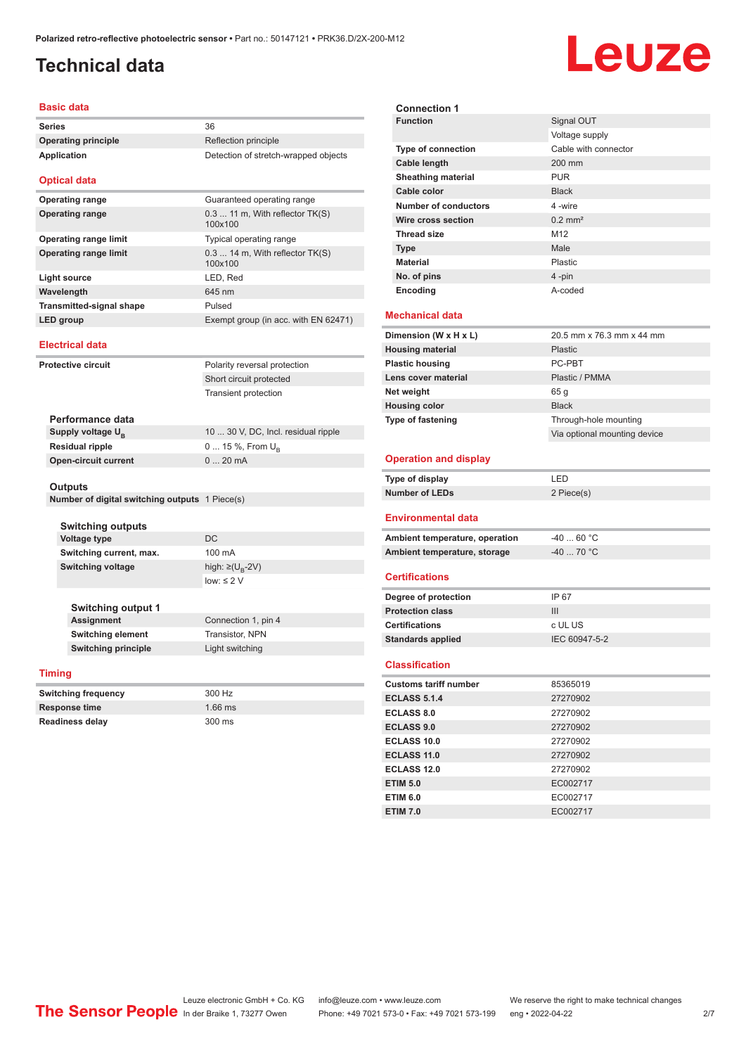# Technical data

## Basic data

| | |
|---|---|
| **Series** | 36 |
| **Operating principle** | Reflection principle |
| **Application** | Detection of stretch-wrapped objects |

## Optical data

| | |
|---|---|
| **Operating range** | Guaranteed operating range |
| **Operating range** | 0.3 ... 11 m, With reflector TK(S) 100x100 |
| **Operating range limit** | Typical operating range |
| **Operating range limit** | 0.3 ... 14 m, With reflector TK(S) 100x100 |
| **Light source** | LED, Red |
| **Wavelength** | 645 nm |
| **Transmitted-signal shape** | Pulsed |
| **LED group** | Exempt group (in acc. with EN 62471) |

## Electrical data

| | |
|---|---|
| **Protective circuit** | Polarity reversal protection |
| | Short circuit protected |
| | Transient protection |

### Performance data

| | |
|---|---|
| **Supply voltage $U_B$** | 10 ... 30 V, DC, Incl. residual ripple |
| **Residual ripple** | 0 ... 15 %, From $U_B$ |
| **Open-circuit current** | 0 ... 20 mA |

### Outputs

| | |
|---|---|
| **Number of digital switching outputs** | 1 Piece(s) |

#### Switching outputs

| | |
|---|---|
| **Voltage type** | DC |
| **Switching current, max.** | 100 mA |
| **Switching voltage** | high: ≥($U_B$-2V) |
| | low: ≤ 2 V |

#### Switching output 1

| | |
|---|---|
| **Assignment** | Connection 1, pin 4 |
| **Switching element** | Transistor, NPN |
| **Switching principle** | Light switching |

## Timing

| | |
|---|---|
| **Switching frequency** | 300 Hz |
| **Response time** | 1.66 ms |
| **Readiness delay** | 300 ms |

### Connection 1

| | |
|---|---|
| **Function** | Signal OUT |
| | Voltage supply |
| **Type of connection** | Cable with connector |
| **Cable length** | 200 mm |
| **Sheathing material** | PUR |
| **Cable color** | Black |
| **Number of conductors** | 4 -wire |
| **Wire cross section** | 0.2 mm² |
| **Thread size** | M12 |
| **Type** | Male |
| **Material** | Plastic |
| **No. of pins** | 4 -pin |
| **Encoding** | A-coded |

## Mechanical data

| | |
|---|---|
| **Dimension (W x H x L)** | 20.5 mm x 76.3 mm x 44 mm |
| **Housing material** | Plastic |
| **Plastic housing** | PC-PBT |
| **Lens cover material** | Plastic / PMMA |
| **Net weight** | 65 g |
| **Housing color** | Black |
| **Type of fastening** | Through-hole mounting |
| | Via optional mounting device |

## Operation and display

| | |
|---|---|
| **Type of display** | LED |
| **Number of LEDs** | 2 Piece(s) |

## Environmental data

| | |
|---|---|
| **Ambient temperature, operation** | -40 ... 60 °C |
| **Ambient temperature, storage** | -40 ... 70 °C |

## Certifications

| | |
|---|---|
| **Degree of protection** | IP 67 |
| **Protection class** | III |
| **Certifications** | c UL US |
| **Standards applied** | IEC 60947-5-2 |

## Classification

| | |
|---|---|
| **Customs tariff number** | 85365019 |
| **ECLASS 5.1.4** | 27270902 |
| **ECLASS 8.0** | 27270902 |
| **ECLASS 9.0** | 27270902 |
| **ECLASS 10.0** | 27270902 |
| **ECLASS 11.0** | 27270902 |
| **ECLASS 12.0** | 27270902 |
| **ETIM 5.0** | EC002717 |
| **ETIM 6.0** | EC002717 |
| **ETIM 7.0** | EC002717 |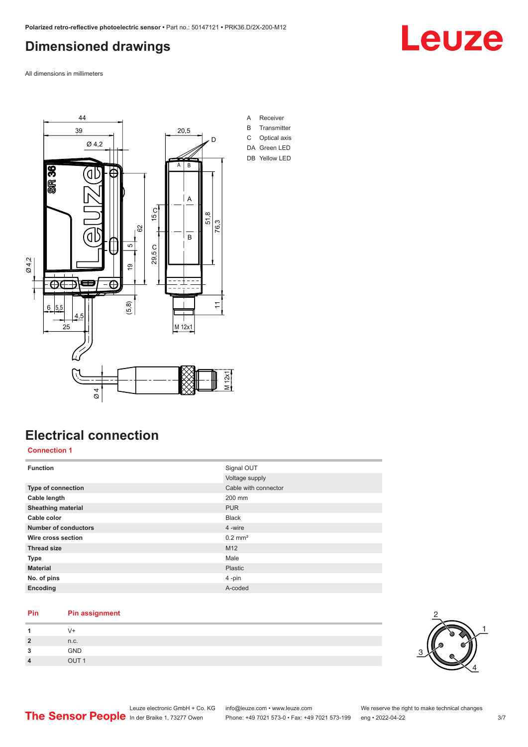# Dimensioned drawings

All dimensions in millimeters

A Receiver
B Transmitter
C Optical axis
DA Green LED
DB Yellow LED

# Electrical connection

## Connection 1

| Function | Signal OUT |
|---|---|
| | Voltage supply |
| Type of connection | Cable with connector |
| Cable length | 200 mm |
| Sheathing material | PUR |
| Cable color | Black |
| Number of conductors | 4 -wire |
| Wire cross section | 0.2 mm² |
| Thread size | M12 |
| Type | Male |
| Material | Plastic |
| No. of pins | 4 -pin |
| Encoding | A-coded |

| Pin | Pin assignment |
|---|---|
| 1 | V+ |
| 2 | n.c. |
| 3 | GND |
| 4 | OUT 1 |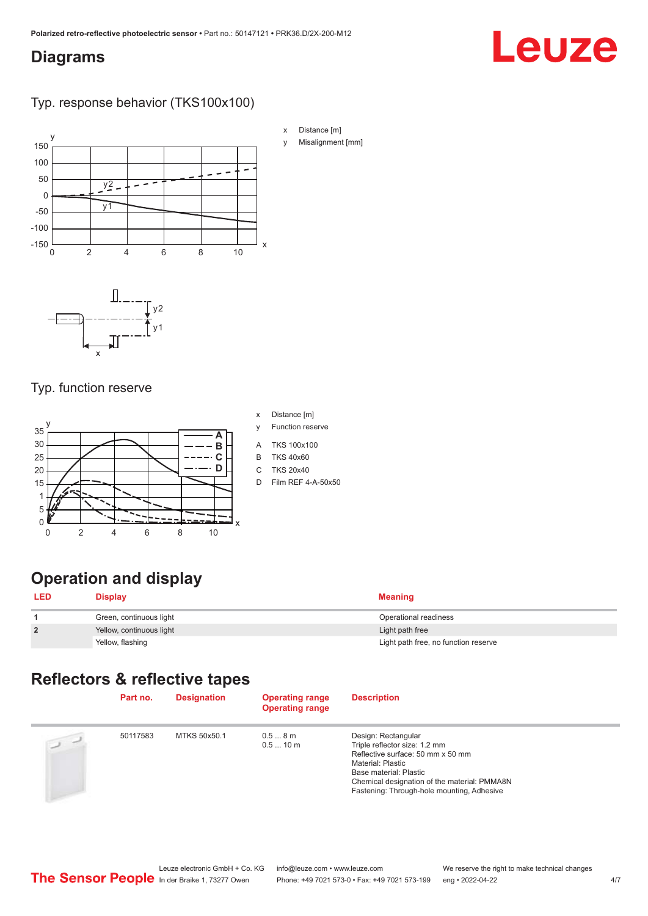## Diagrams

### Typ. response behavior (TKS100x100)

x Distance [m]
y Misalignment [mm]

### Typ. function reserve

x Distance [m]
y Function reserve

A TKS 100x100
B TKS 40x60
C TKS 20x40
D Film REF 4-A-50x50

## Operation and display

| LED | Display | Meaning |
|---|---|---|
| 1 | Green, continuous light | Operational readiness |
| 2 | Yellow, continuous light | Light path free |
| | Yellow, flashing | Light path free, no function reserve |

## Reflectors & reflective tapes

| | Part no. | Designation | Operating range<br>Operating range | Description |
|---|---|---|---|---|
| | 50117583 | MTKS 50x50.1 | 0.5 ... 8 m<br>0.5 ... 10 m | Design: Rectangular<br>Triple reflector size: 1.2 mm<br>Reflective surface: 50 mm x 50 mm<br>Material: Plastic<br>Base material: Plastic<br>Chemical designation of the material: PMMA8N<br>Fastening: Through-hole mounting, Adhesive |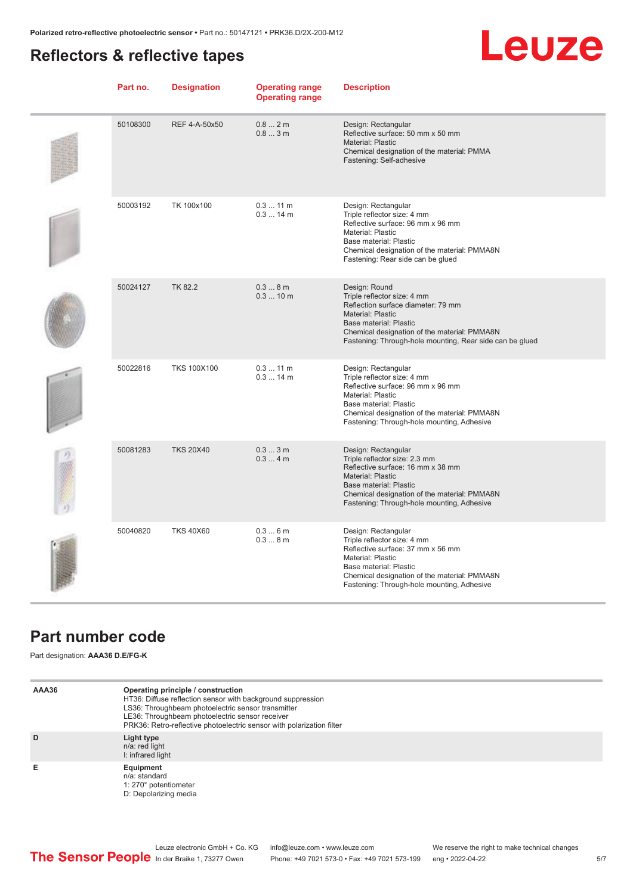## Reflectors & reflective tapes

| Part no. | Designation | Operating range<br>Operating range | Description |
|---|---|---|---|
| 50108300 | REF 4-A-50x50 | 0.8 ... 2 m<br>0.8 ... 3 m | Design: Rectangular<br>Reflective surface: 50 mm x 50 mm<br>Material: Plastic<br>Chemical designation of the material: PMMA<br>Fastening: Self-adhesive |
| 50003192 | TK 100x100 | 0.3 ... 11 m<br>0.3 ... 14 m | Design: Rectangular<br>Triple reflector size: 4 mm<br>Reflective surface: 96 mm x 96 mm<br>Material: Plastic<br>Base material: Plastic<br>Chemical designation of the material: PMMA8N<br>Fastening: Rear side can be glued |
| 50024127 | TK 82.2 | 0.3 ... 8 m<br>0.3 ... 10 m | Design: Round<br>Triple reflector size: 4 mm<br>Reflection surface diameter: 79 mm<br>Material: Plastic<br>Base material: Plastic<br>Chemical designation of the material: PMMA8N<br>Fastening: Through-hole mounting, Rear side can be glued |
| 50022816 | TKS 100X100 | 0.3 ... 11 m<br>0.3 ... 14 m | Design: Rectangular<br>Triple reflector size: 4 mm<br>Reflective surface: 96 mm x 96 mm<br>Material: Plastic<br>Base material: Plastic<br>Chemical designation of the material: PMMA8N<br>Fastening: Through-hole mounting, Adhesive |
| 50081283 | TKS 20X40 | 0.3 ... 3 m<br>0.3 ... 4 m | Design: Rectangular<br>Triple reflector size: 2.3 mm<br>Reflective surface: 16 mm x 38 mm<br>Material: Plastic<br>Base material: Plastic<br>Chemical designation of the material: PMMA8N<br>Fastening: Through-hole mounting, Adhesive |
| 50040820 | TKS 40X60 | 0.3 ... 6 m<br>0.3 ... 8 m | Design: Rectangular<br>Triple reflector size: 4 mm<br>Reflective surface: 37 mm x 56 mm<br>Material: Plastic<br>Base material: Plastic<br>Chemical designation of the material: PMMA8N<br>Fastening: Through-hole mounting, Adhesive |

## Part number code

Part designation: **AAA36 D.E/FG-K**

| | |
|---|---|
| **AAA36** | **Operating principle / construction**<br>HT36: Diffuse reflection sensor with background suppression<br>LS36: Throughbeam photoelectric sensor transmitter<br>LE36: Throughbeam photoelectric sensor receiver<br>PRK36: Retro-reflective photoelectric sensor with polarization filter |
| **D** | **Light type**<br>n/a: red light<br>I: infrared light |
| **E** | **Equipment**<br>n/a: standard<br>1: 270° potentiometer<br>D: Depolarizing media |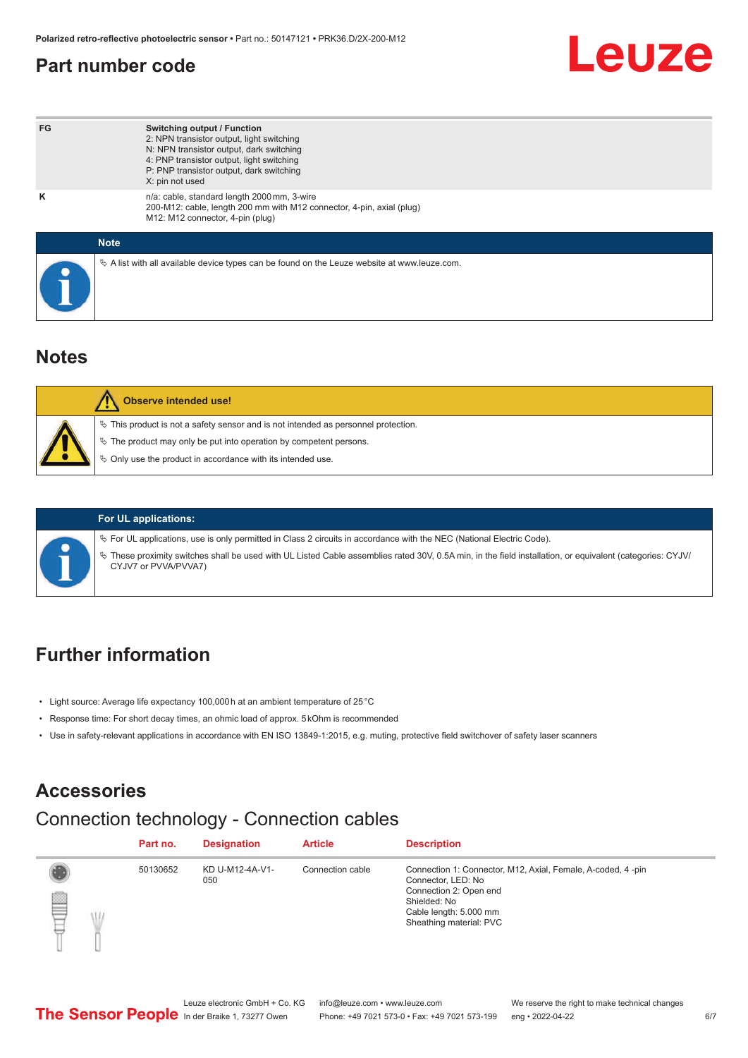## Part number code

| | |
|---|---|
| FG | **Switching output / Function**<br>2: NPN transistor output, light switching<br>N: NPN transistor output, dark switching<br>4: PNP transistor output, light switching<br>P: PNP transistor output, dark switching<br>X: pin not used |
| K | n/a: cable, standard length 2000 mm, 3-wire<br>200-M12: cable, length 200 mm with M12 connector, 4-pin, axial (plug)<br>M12: M12 connector, 4-pin (plug) |

**Note**

- A list with all available device types can be found on the Leuze website at www.leuze.com.

## Notes

**Observe intended use!**

- This product is not a safety sensor and is not intended as personnel protection.
- The product may only be put into operation by competent persons.
- Only use the product in accordance with its intended use.

**For UL applications:**

- For UL applications, use is only permitted in Class 2 circuits in accordance with the NEC (National Electric Code).
- These proximity switches shall be used with UL Listed Cable assemblies rated 30V, 0.5A min, in the field installation, or equivalent (categories: CYJV/CYJV7 or PVVA/PVVA7)

## Further information

- Light source: Average life expectancy 100,000 h at an ambient temperature of 25 °C
- Response time: For short decay times, an ohmic load of approx. 5 kOhm is recommended
- Use in safety-relevant applications in accordance with EN ISO 13849-1:2015, e.g. muting, protective field switchover of safety laser scanners

## Accessories

### Connection technology - Connection cables

| Part no. | Designation | Article | Description |
|---|---|---|---|
| 50130652 | KD U-M12-4A-V1-050 | Connection cable | Connection 1: Connector, M12, Axial, Female, A-coded, 4 -pin<br>Connector, LED: No<br>Connection 2: Open end<br>Shielded: No<br>Cable length: 5.000 mm<br>Sheathing material: PVC |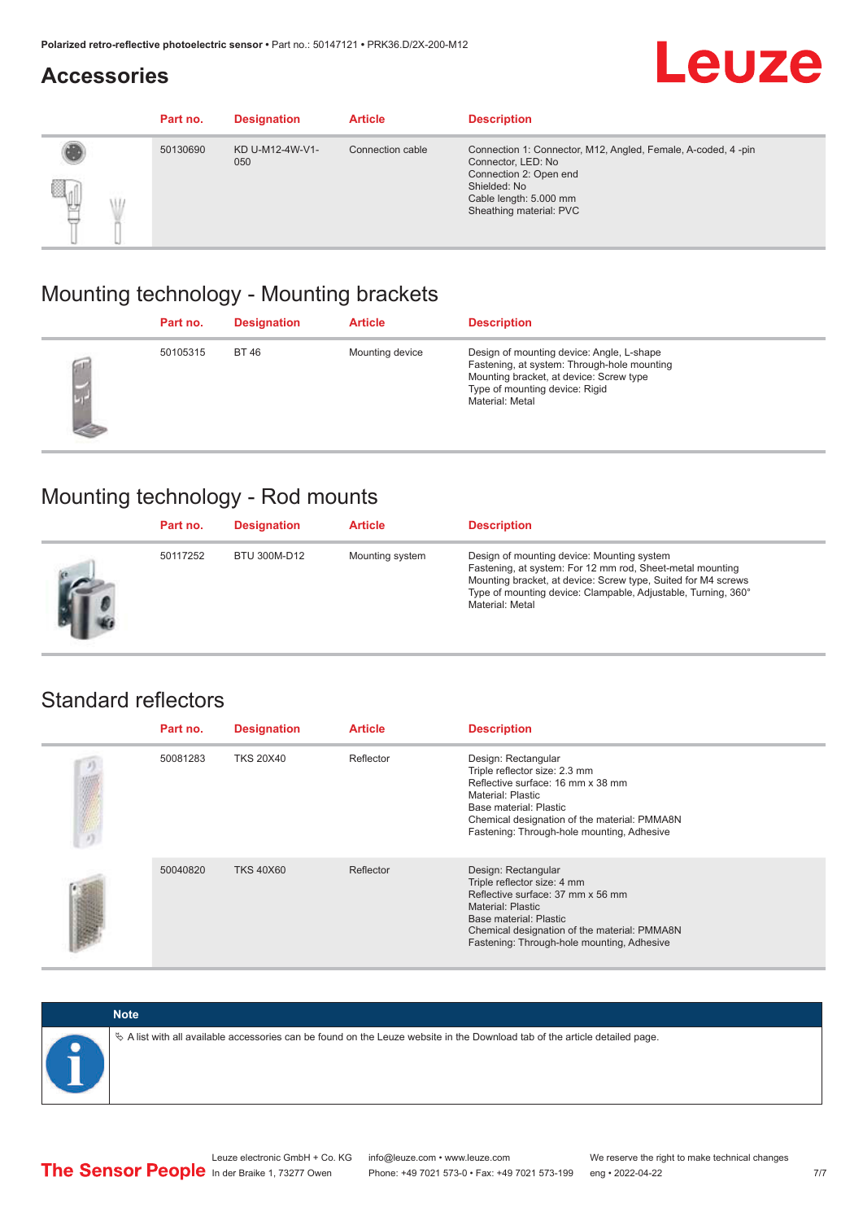## Accessories

| Part no. | Designation | Article | Description |
|---|---|---|---|
| 50130690 | KD U-M12-4W-V1-050 | Connection cable | Connection 1: Connector, M12, Angled, Female, A-coded, 4 -pin<br>Connector, LED: No<br>Connection 2: Open end<br>Shielded: No<br>Cable length: 5.000 mm<br>Sheathing material: PVC |

## Mounting technology - Mounting brackets

| Part no. | Designation | Article | Description |
|---|---|---|---|
| 50105315 | BT 46 | Mounting device | Design of mounting device: Angle, L-shape<br>Fastening, at system: Through-hole mounting<br>Mounting bracket, at device: Screw type<br>Type of mounting device: Rigid<br>Material: Metal |

## Mounting technology - Rod mounts

| Part no. | Designation | Article | Description |
|---|---|---|---|
| 50117252 | BTU 300M-D12 | Mounting system | Design of mounting device: Mounting system<br>Fastening, at system: For 12 mm rod, Sheet-metal mounting<br>Mounting bracket, at device: Screw type, Suited for M4 screws<br>Type of mounting device: Clampable, Adjustable, Turning, 360°<br>Material: Metal |

## Standard reflectors

| Part no. | Designation | Article | Description |
|---|---|---|---|
| 50081283 | TKS 20X40 | Reflector | Design: Rectangular<br>Triple reflector size: 2.3 mm<br>Reflective surface: 16 mm x 38 mm<br>Material: Plastic<br>Base material: Plastic<br>Chemical designation of the material: PMMA8N<br>Fastening: Through-hole mounting, Adhesive |
| 50040820 | TKS 40X60 | Reflector | Design: Rectangular<br>Triple reflector size: 4 mm<br>Reflective surface: 37 mm x 56 mm<br>Material: Plastic<br>Base material: Plastic<br>Chemical designation of the material: PMMA8N<br>Fastening: Through-hole mounting, Adhesive |

**Note**

↳ A list with all available accessories can be found on the Leuze website in the Download tab of the article detailed page.